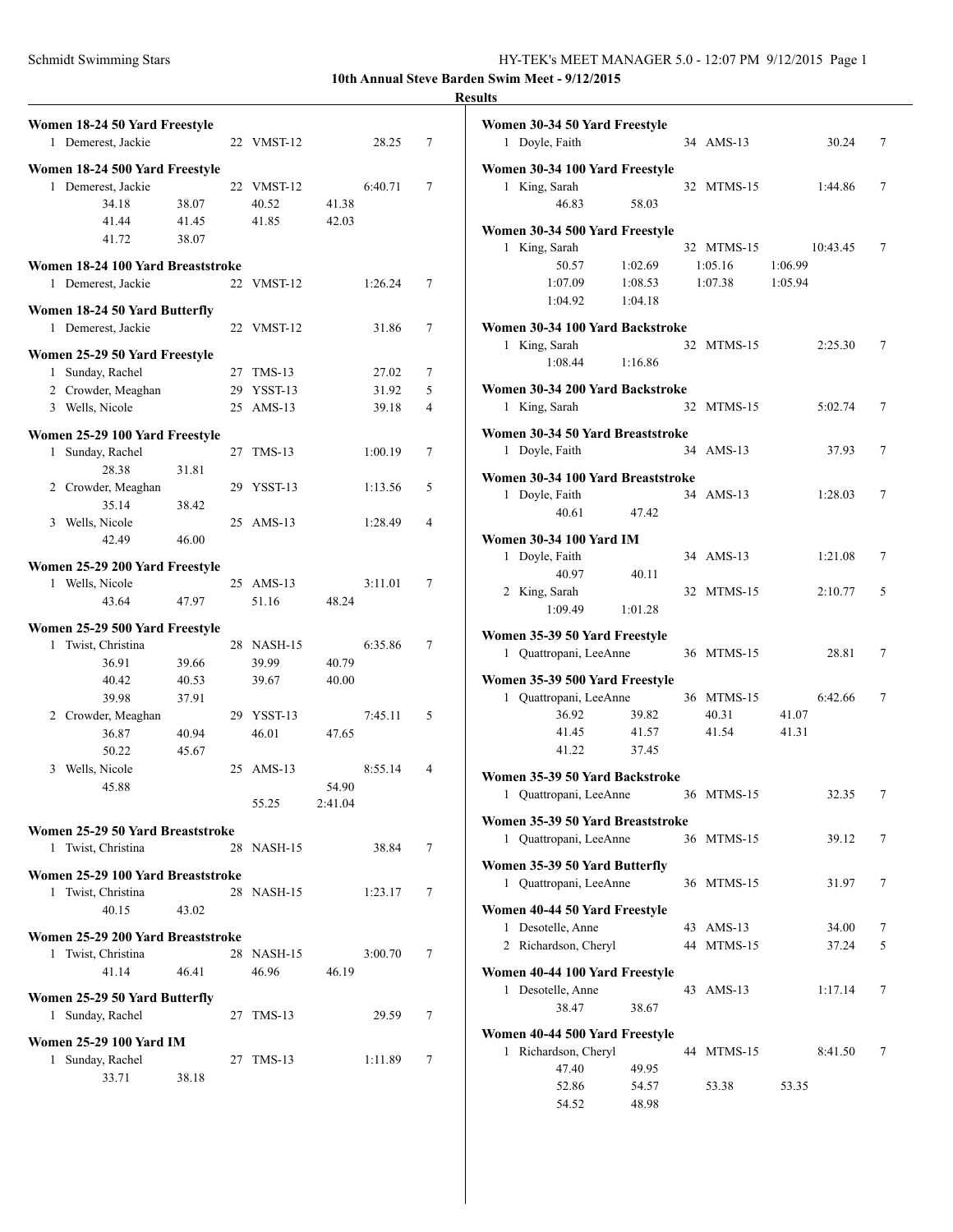**10th Annual Steve Barden Swim Meet - 9/12/2015**

**Results**

**Women 18-24 50 Yard Freestyle**

| Place | Name | Age | Team | Time | Points |
|---|---|---|---|---|---|
| 1 | Demerest, Jackie | 22 | VMST-12 | 28.25 | 7 |

**Women 18-24 500 Yard Freestyle**

| Place | Name | Age | Team | Time | Points |
|---|---|---|---|---|---|
| 1 | Demerest, Jackie | 22 | VMST-12 | 6:40.71 | 7 |

Splits: 34.18, 38.07, 40.52, 41.38, 41.44, 41.45, 41.85, 42.03, 41.72, 38.07

**Women 18-24 100 Yard Breaststroke**

| Place | Name | Age | Team | Time | Points |
|---|---|---|---|---|---|
| 1 | Demerest, Jackie | 22 | VMST-12 | 1:26.24 | 7 |

**Women 18-24 50 Yard Butterfly**

| Place | Name | Age | Team | Time | Points |
|---|---|---|---|---|---|
| 1 | Demerest, Jackie | 22 | VMST-12 | 31.86 | 7 |

**Women 25-29 50 Yard Freestyle**

| Place | Name | Age | Team | Time | Points |
|---|---|---|---|---|---|
| 1 | Sunday, Rachel | 27 | TMS-13 | 27.02 | 7 |
| 2 | Crowder, Meaghan | 29 | YSST-13 | 31.92 | 5 |
| 3 | Wells, Nicole | 25 | AMS-13 | 39.18 | 4 |

**Women 25-29 100 Yard Freestyle**

| Place | Name | Age | Team | Time | Points |
|---|---|---|---|---|---|
| 1 | Sunday, Rachel | 27 | TMS-13 | 1:00.19 | 7 |
| | 28.38, 31.81 | | | | |
| 2 | Crowder, Meaghan | 29 | YSST-13 | 1:13.56 | 5 |
| | 35.14, 38.42 | | | | |
| 3 | Wells, Nicole | 25 | AMS-13 | 1:28.49 | 4 |
| | 42.49, 46.00 | | | | |

**Women 25-29 200 Yard Freestyle**

| Place | Name | Age | Team | Time | Points |
|---|---|---|---|---|---|
| 1 | Wells, Nicole | 25 | AMS-13 | 3:11.01 | 7 |
| | 43.64, 47.97, 51.16, 48.24 | | | | |

**Women 25-29 500 Yard Freestyle**

| Place | Name | Age | Team | Time | Points |
|---|---|---|---|---|---|
| 1 | Twist, Christina | 28 | NASH-15 | 6:35.86 | 7 |
| | 36.91, 39.66, 39.99, 40.79, 40.42, 40.53, 39.67, 40.00, 39.98, 37.91 | | | | |
| 2 | Crowder, Meaghan | 29 | YSST-13 | 7:45.11 | 5 |
| | 36.87, 40.94, 46.01, 47.65, 50.22, 45.67 | | | | |
| 3 | Wells, Nicole | 25 | AMS-13 | 8:55.14 | 4 |
| | 45.88, 54.90, 55.25, 2:41.04 | | | | |

**Women 25-29 50 Yard Breaststroke**

| Place | Name | Age | Team | Time | Points |
|---|---|---|---|---|---|
| 1 | Twist, Christina | 28 | NASH-15 | 38.84 | 7 |

**Women 25-29 100 Yard Breaststroke**

| Place | Name | Age | Team | Time | Points |
|---|---|---|---|---|---|
| 1 | Twist, Christina | 28 | NASH-15 | 1:23.17 | 7 |
| | 40.15, 43.02 | | | | |

**Women 25-29 200 Yard Breaststroke**

| Place | Name | Age | Team | Time | Points |
|---|---|---|---|---|---|
| 1 | Twist, Christina | 28 | NASH-15 | 3:00.70 | 7 |
| | 41.14, 46.41, 46.96, 46.19 | | | | |

**Women 25-29 50 Yard Butterfly**

| Place | Name | Age | Team | Time | Points |
|---|---|---|---|---|---|
| 1 | Sunday, Rachel | 27 | TMS-13 | 29.59 | 7 |

**Women 25-29 100 Yard IM**

| Place | Name | Age | Team | Time | Points |
|---|---|---|---|---|---|
| 1 | Sunday, Rachel | 27 | TMS-13 | 1:11.89 | 7 |
| | 33.71, 38.18 | | | | |

**Women 30-34 50 Yard Freestyle**

| Place | Name | Age | Team | Time | Points |
|---|---|---|---|---|---|
| 1 | Doyle, Faith | 34 | AMS-13 | 30.24 | 7 |

**Women 30-34 100 Yard Freestyle**

| Place | Name | Age | Team | Time | Points |
|---|---|---|---|---|---|
| 1 | King, Sarah | 32 | MTMS-15 | 1:44.86 | 7 |
| | 46.83, 58.03 | | | | |

**Women 30-34 500 Yard Freestyle**

| Place | Name | Age | Team | Time | Points |
|---|---|---|---|---|---|
| 1 | King, Sarah | 32 | MTMS-15 | 10:43.45 | 7 |
| | 50.57, 1:02.69, 1:05.16, 1:06.99, 1:07.09, 1:08.53, 1:07.38, 1:05.94, 1:04.92, 1:04.18 | | | | |

**Women 30-34 100 Yard Backstroke**

| Place | Name | Age | Team | Time | Points |
|---|---|---|---|---|---|
| 1 | King, Sarah | 32 | MTMS-15 | 2:25.30 | 7 |
| | 1:08.44, 1:16.86 | | | | |

**Women 30-34 200 Yard Backstroke**

| Place | Name | Age | Team | Time | Points |
|---|---|---|---|---|---|
| 1 | King, Sarah | 32 | MTMS-15 | 5:02.74 | 7 |

**Women 30-34 50 Yard Breaststroke**

| Place | Name | Age | Team | Time | Points |
|---|---|---|---|---|---|
| 1 | Doyle, Faith | 34 | AMS-13 | 37.93 | 7 |

**Women 30-34 100 Yard Breaststroke**

| Place | Name | Age | Team | Time | Points |
|---|---|---|---|---|---|
| 1 | Doyle, Faith | 34 | AMS-13 | 1:28.03 | 7 |
| | 40.61, 47.42 | | | | |

**Women 30-34 100 Yard IM**

| Place | Name | Age | Team | Time | Points |
|---|---|---|---|---|---|
| 1 | Doyle, Faith | 34 | AMS-13 | 1:21.08 | 7 |
| | 40.97, 40.11 | | | | |
| 2 | King, Sarah | 32 | MTMS-15 | 2:10.77 | 5 |
| | 1:09.49, 1:01.28 | | | | |

**Women 35-39 50 Yard Freestyle**

| Place | Name | Age | Team | Time | Points |
|---|---|---|---|---|---|
| 1 | Quattropani, LeeAnne | 36 | MTMS-15 | 28.81 | 7 |

**Women 35-39 500 Yard Freestyle**

| Place | Name | Age | Team | Time | Points |
|---|---|---|---|---|---|
| 1 | Quattropani, LeeAnne | 36 | MTMS-15 | 6:42.66 | 7 |
| | 36.92, 39.82, 40.31, 41.07, 41.45, 41.57, 41.54, 41.31, 41.22, 37.45 | | | | |

**Women 35-39 50 Yard Backstroke**

| Place | Name | Age | Team | Time | Points |
|---|---|---|---|---|---|
| 1 | Quattropani, LeeAnne | 36 | MTMS-15 | 32.35 | 7 |

**Women 35-39 50 Yard Breaststroke**

| Place | Name | Age | Team | Time | Points |
|---|---|---|---|---|---|
| 1 | Quattropani, LeeAnne | 36 | MTMS-15 | 39.12 | 7 |

**Women 35-39 50 Yard Butterfly**

| Place | Name | Age | Team | Time | Points |
|---|---|---|---|---|---|
| 1 | Quattropani, LeeAnne | 36 | MTMS-15 | 31.97 | 7 |

**Women 40-44 50 Yard Freestyle**

| Place | Name | Age | Team | Time | Points |
|---|---|---|---|---|---|
| 1 | Desotelle, Anne | 43 | AMS-13 | 34.00 | 7 |
| 2 | Richardson, Cheryl | 44 | MTMS-15 | 37.24 | 5 |

**Women 40-44 100 Yard Freestyle**

| Place | Name | Age | Team | Time | Points |
|---|---|---|---|---|---|
| 1 | Desotelle, Anne | 43 | AMS-13 | 1:17.14 | 7 |
| | 38.47, 38.67 | | | | |

**Women 40-44 500 Yard Freestyle**

| Place | Name | Age | Team | Time | Points |
|---|---|---|---|---|---|
| 1 | Richardson, Cheryl | 44 | MTMS-15 | 8:41.50 | 7 |
| | 47.40, 49.95, 52.86, 54.57, 53.38, 53.35, 54.52, 48.98 | | | | |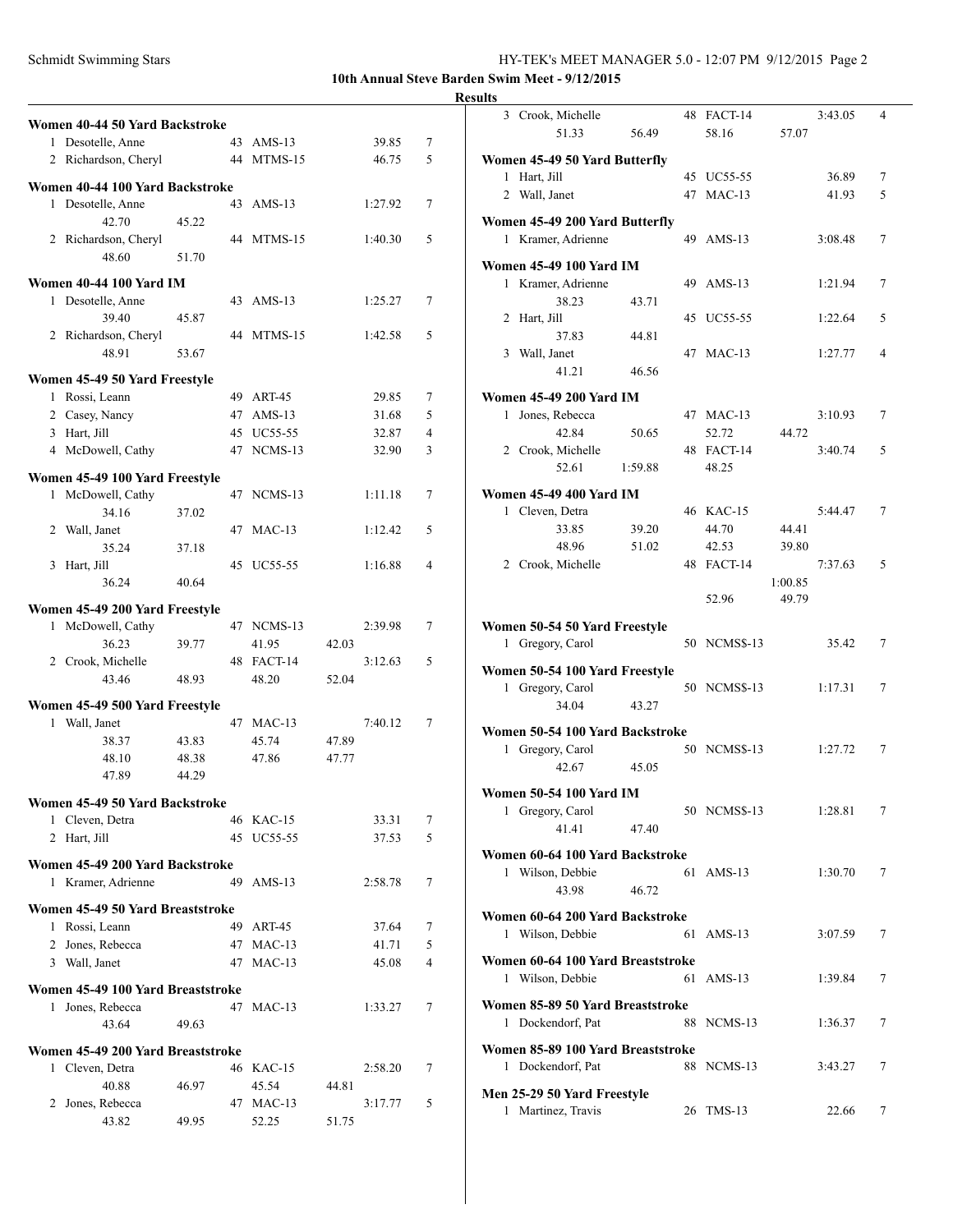**10th Annual Steve Barden Swim Meet - 9/12/2015**

**Results**

### Women 40-44 50 Yard Backstroke

| | Name | Age | Team | Time | Points |
|---|---|---|---|---|---|
| 1 | Desotelle, Anne | 43 | AMS-13 | 39.85 | 7 |
| 2 | Richardson, Cheryl | 44 | MTMS-15 | 46.75 | 5 |

### Women 40-44 100 Yard Backstroke

| | Name | Age | Team | Time | Points |
|---|---|---|---|---|---|
| 1 | Desotelle, Anne | 43 | AMS-13 | 1:27.92 | 7 |
| | 42.70 45.22 | | | | |
| 2 | Richardson, Cheryl | 44 | MTMS-15 | 1:40.30 | 5 |
| | 48.60 51.70 | | | | |

### Women 40-44 100 Yard IM

| | Name | Age | Team | Time | Points |
|---|---|---|---|---|---|
| 1 | Desotelle, Anne | 43 | AMS-13 | 1:25.27 | 7 |
| | 39.40 45.87 | | | | |
| 2 | Richardson, Cheryl | 44 | MTMS-15 | 1:42.58 | 5 |
| | 48.91 53.67 | | | | |

### Women 45-49 50 Yard Freestyle

| | Name | Age | Team | Time | Points |
|---|---|---|---|---|---|
| 1 | Rossi, Leann | 49 | ART-45 | 29.85 | 7 |
| 2 | Casey, Nancy | 47 | AMS-13 | 31.68 | 5 |
| 3 | Hart, Jill | 45 | UC55-55 | 32.87 | 4 |
| 4 | McDowell, Cathy | 47 | NCMS-13 | 32.90 | 3 |

### Women 45-49 100 Yard Freestyle

| | Name | Age | Team | Time | Points |
|---|---|---|---|---|---|
| 1 | McDowell, Cathy | 47 | NCMS-13 | 1:11.18 | 7 |
| | 34.16 37.02 | | | | |
| 2 | Wall, Janet | 47 | MAC-13 | 1:12.42 | 5 |
| | 35.24 37.18 | | | | |
| 3 | Hart, Jill | 45 | UC55-55 | 1:16.88 | 4 |
| | 36.24 40.64 | | | | |

### Women 45-49 200 Yard Freestyle

| | Name | Age | Team | Time | Points |
|---|---|---|---|---|---|
| 1 | McDowell, Cathy | 47 | NCMS-13 | 2:39.98 | 7 |
| | 36.23 39.77 41.95 42.03 | | | | |
| 2 | Crook, Michelle | 48 | FACT-14 | 3:12.63 | 5 |
| | 43.46 48.93 48.20 52.04 | | | | |

### Women 45-49 500 Yard Freestyle

| | Name | Age | Team | Time | Points |
|---|---|---|---|---|---|
| 1 | Wall, Janet | 47 | MAC-13 | 7:40.12 | 7 |
| | 38.37 43.83 45.74 47.89 | | | | |
| | 48.10 48.38 47.86 47.77 | | | | |
| | 47.89 44.29 | | | | |

### Women 45-49 50 Yard Backstroke

| | Name | Age | Team | Time | Points |
|---|---|---|---|---|---|
| 1 | Cleven, Detra | 46 | KAC-15 | 33.31 | 7 |
| 2 | Hart, Jill | 45 | UC55-55 | 37.53 | 5 |

### Women 45-49 200 Yard Backstroke

| | Name | Age | Team | Time | Points |
|---|---|---|---|---|---|
| 1 | Kramer, Adrienne | 49 | AMS-13 | 2:58.78 | 7 |

### Women 45-49 50 Yard Breaststroke

| | Name | Age | Team | Time | Points |
|---|---|---|---|---|---|
| 1 | Rossi, Leann | 49 | ART-45 | 37.64 | 7 |
| 2 | Jones, Rebecca | 47 | MAC-13 | 41.71 | 5 |
| 3 | Wall, Janet | 47 | MAC-13 | 45.08 | 4 |

### Women 45-49 100 Yard Breaststroke

| | Name | Age | Team | Time | Points |
|---|---|---|---|---|---|
| 1 | Jones, Rebecca | 47 | MAC-13 | 1:33.27 | 7 |
| | 43.64 49.63 | | | | |

### Women 45-49 200 Yard Breaststroke

| | Name | Age | Team | Time | Points |
|---|---|---|---|---|---|
| 1 | Cleven, Detra | 46 | KAC-15 | 2:58.20 | 7 |
| | 40.88 46.97 45.54 44.81 | | | | |
| 2 | Jones, Rebecca | 47 | MAC-13 | 3:17.77 | 5 |
| | 43.82 49.95 52.25 51.75 | | | | |
| 3 | Crook, Michelle | 48 | FACT-14 | 3:43.05 | 4 |
| | 51.33 56.49 58.16 57.07 | | | | |

### Women 45-49 50 Yard Butterfly

| | Name | Age | Team | Time | Points |
|---|---|---|---|---|---|
| 1 | Hart, Jill | 45 | UC55-55 | 36.89 | 7 |
| 2 | Wall, Janet | 47 | MAC-13 | 41.93 | 5 |

### Women 45-49 200 Yard Butterfly

| | Name | Age | Team | Time | Points |
|---|---|---|---|---|---|
| 1 | Kramer, Adrienne | 49 | AMS-13 | 3:08.48 | 7 |

### Women 45-49 100 Yard IM

| | Name | Age | Team | Time | Points |
|---|---|---|---|---|---|
| 1 | Kramer, Adrienne | 49 | AMS-13 | 1:21.94 | 7 |
| | 38.23 43.71 | | | | |
| 2 | Hart, Jill | 45 | UC55-55 | 1:22.64 | 5 |
| | 37.83 44.81 | | | | |
| 3 | Wall, Janet | 47 | MAC-13 | 1:27.77 | 4 |
| | 41.21 46.56 | | | | |

### Women 45-49 200 Yard IM

| | Name | Age | Team | Time | Points |
|---|---|---|---|---|---|
| 1 | Jones, Rebecca | 47 | MAC-13 | 3:10.93 | 7 |
| | 42.84 50.65 52.72 44.72 | | | | |
| 2 | Crook, Michelle | 48 | FACT-14 | 3:40.74 | 5 |
| | 52.61 1:59.88 48.25 | | | | |

### Women 45-49 400 Yard IM

| | Name | Age | Team | Time | Points |
|---|---|---|---|---|---|
| 1 | Cleven, Detra | 46 | KAC-15 | 5:44.47 | 7 |
| | 33.85 39.20 44.70 44.41 | | | | |
| | 48.96 51.02 42.53 39.80 | | | | |
| 2 | Crook, Michelle | 48 | FACT-14 | 7:37.63 | 5 |
| | 1:00.85 | | | | |
| | 52.96 49.79 | | | | |

### Women 50-54 50 Yard Freestyle

| | Name | Age | Team | Time | Points |
|---|---|---|---|---|---|
| 1 | Gregory, Carol | 50 | NCMS$-13 | 35.42 | 7 |

### Women 50-54 100 Yard Freestyle

| | Name | Age | Team | Time | Points |
|---|---|---|---|---|---|
| 1 | Gregory, Carol | 50 | NCMS$-13 | 1:17.31 | 7 |
| | 34.04 43.27 | | | | |

### Women 50-54 100 Yard Backstroke

| | Name | Age | Team | Time | Points |
|---|---|---|---|---|---|
| 1 | Gregory, Carol | 50 | NCMS$-13 | 1:27.72 | 7 |
| | 42.67 45.05 | | | | |

### Women 50-54 100 Yard IM

| | Name | Age | Team | Time | Points |
|---|---|---|---|---|---|
| 1 | Gregory, Carol | 50 | NCMS$-13 | 1:28.81 | 7 |
| | 41.41 47.40 | | | | |

### Women 60-64 100 Yard Backstroke

| | Name | Age | Team | Time | Points |
|---|---|---|---|---|---|
| 1 | Wilson, Debbie | 61 | AMS-13 | 1:30.70 | 7 |
| | 43.98 46.72 | | | | |

### Women 60-64 200 Yard Backstroke

| | Name | Age | Team | Time | Points |
|---|---|---|---|---|---|
| 1 | Wilson, Debbie | 61 | AMS-13 | 3:07.59 | 7 |

### Women 60-64 100 Yard Breaststroke

| | Name | Age | Team | Time | Points |
|---|---|---|---|---|---|
| 1 | Wilson, Debbie | 61 | AMS-13 | 1:39.84 | 7 |

### Women 85-89 50 Yard Breaststroke

| | Name | Age | Team | Time | Points |
|---|---|---|---|---|---|
| 1 | Dockendorf, Pat | 88 | NCMS-13 | 1:36.37 | 7 |

### Women 85-89 100 Yard Breaststroke

| | Name | Age | Team | Time | Points |
|---|---|---|---|---|---|
| 1 | Dockendorf, Pat | 88 | NCMS-13 | 3:43.27 | 7 |

### Men 25-29 50 Yard Freestyle

| | Name | Age | Team | Time | Points |
|---|---|---|---|---|---|
| 1 | Martinez, Travis | 26 | TMS-13 | 22.66 | 7 |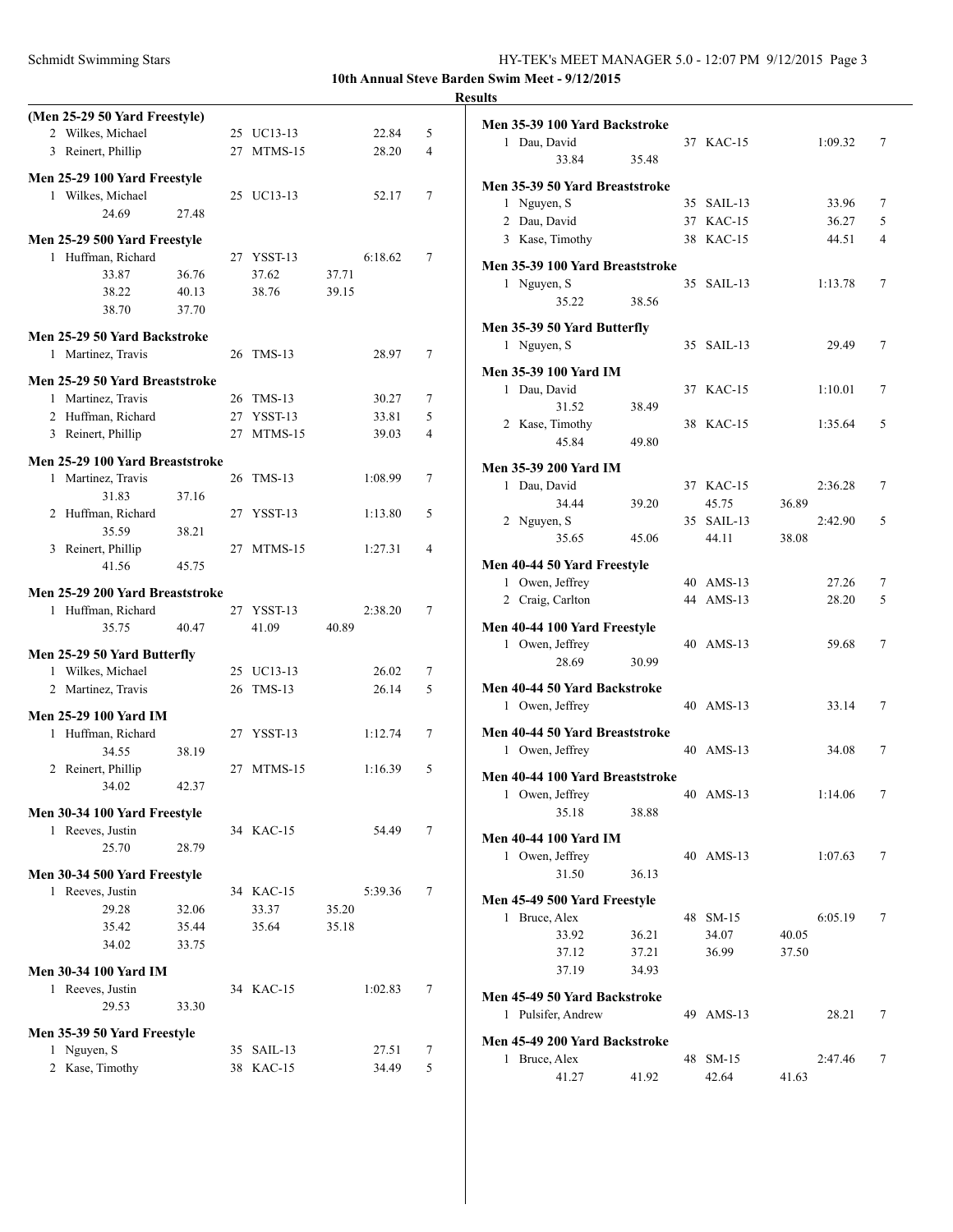**10th Annual Steve Barden Swim Meet - 9/12/2015**

**Results**

**(Men 25-29 50 Yard Freestyle)**

| | Name | Age | Team | Time | Points |
|---|---|---|---|---|---|
| 2 | Wilkes, Michael | 25 | UC13-13 | 22.84 | 5 |
| 3 | Reinert, Phillip | 27 | MTMS-15 | 28.20 | 4 |

**Men 25-29 100 Yard Freestyle**

| | Name | Age | Team | Time | Points |
|---|---|---|---|---|---|
| 1 | Wilkes, Michael | 25 | UC13-13 | 52.17 | 7 |

24.69 27.48

**Men 25-29 500 Yard Freestyle**

| | Name | Age | Team | Time | Points |
|---|---|---|---|---|---|
| 1 | Huffman, Richard | 27 | YSST-13 | 6:18.62 | 7 |

33.87 36.76 37.62 37.71
38.22 40.13 38.76 39.15
38.70 37.70

**Men 25-29 50 Yard Backstroke**

| | Name | Age | Team | Time | Points |
|---|---|---|---|---|---|
| 1 | Martinez, Travis | 26 | TMS-13 | 28.97 | 7 |

**Men 25-29 50 Yard Breaststroke**

| | Name | Age | Team | Time | Points |
|---|---|---|---|---|---|
| 1 | Martinez, Travis | 26 | TMS-13 | 30.27 | 7 |
| 2 | Huffman, Richard | 27 | YSST-13 | 33.81 | 5 |
| 3 | Reinert, Phillip | 27 | MTMS-15 | 39.03 | 4 |

**Men 25-29 100 Yard Breaststroke**

| | Name | Age | Team | Time | Points |
|---|---|---|---|---|---|
| 1 | Martinez, Travis | 26 | TMS-13 | 1:08.99 | 7 |
| | 31.83 37.16 | | | | |
| 2 | Huffman, Richard | 27 | YSST-13 | 1:13.80 | 5 |
| | 35.59 38.21 | | | | |
| 3 | Reinert, Phillip | 27 | MTMS-15 | 1:27.31 | 4 |
| | 41.56 45.75 | | | | |

**Men 25-29 200 Yard Breaststroke**

| | Name | Age | Team | Time | Points |
|---|---|---|---|---|---|
| 1 | Huffman, Richard | 27 | YSST-13 | 2:38.20 | 7 |

35.75 40.47 41.09 40.89

**Men 25-29 50 Yard Butterfly**

| | Name | Age | Team | Time | Points |
|---|---|---|---|---|---|
| 1 | Wilkes, Michael | 25 | UC13-13 | 26.02 | 7 |
| 2 | Martinez, Travis | 26 | TMS-13 | 26.14 | 5 |

**Men 25-29 100 Yard IM**

| | Name | Age | Team | Time | Points |
|---|---|---|---|---|---|
| 1 | Huffman, Richard | 27 | YSST-13 | 1:12.74 | 7 |
| | 34.55 38.19 | | | | |
| 2 | Reinert, Phillip | 27 | MTMS-15 | 1:16.39 | 5 |
| | 34.02 42.37 | | | | |

**Men 30-34 100 Yard Freestyle**

| | Name | Age | Team | Time | Points |
|---|---|---|---|---|---|
| 1 | Reeves, Justin | 34 | KAC-15 | 54.49 | 7 |

25.70 28.79

**Men 30-34 500 Yard Freestyle**

| | Name | Age | Team | Time | Points |
|---|---|---|---|---|---|
| 1 | Reeves, Justin | 34 | KAC-15 | 5:39.36 | 7 |

29.28 32.06 33.37 35.20
35.42 35.44 35.64 35.18
34.02 33.75

**Men 30-34 100 Yard IM**

| | Name | Age | Team | Time | Points |
|---|---|---|---|---|---|
| 1 | Reeves, Justin | 34 | KAC-15 | 1:02.83 | 7 |

29.53 33.30

**Men 35-39 50 Yard Freestyle**

| | Name | Age | Team | Time | Points |
|---|---|---|---|---|---|
| 1 | Nguyen, S | 35 | SAIL-13 | 27.51 | 7 |
| 2 | Kase, Timothy | 38 | KAC-15 | 34.49 | 5 |

**Men 35-39 100 Yard Backstroke**

| | Name | Age | Team | Time | Points |
|---|---|---|---|---|---|
| 1 | Dau, David | 37 | KAC-15 | 1:09.32 | 7 |

33.84 35.48

**Men 35-39 50 Yard Breaststroke**

| | Name | Age | Team | Time | Points |
|---|---|---|---|---|---|
| 1 | Nguyen, S | 35 | SAIL-13 | 33.96 | 7 |
| 2 | Dau, David | 37 | KAC-15 | 36.27 | 5 |
| 3 | Kase, Timothy | 38 | KAC-15 | 44.51 | 4 |

**Men 35-39 100 Yard Breaststroke**

| | Name | Age | Team | Time | Points |
|---|---|---|---|---|---|
| 1 | Nguyen, S | 35 | SAIL-13 | 1:13.78 | 7 |

35.22 38.56

**Men 35-39 50 Yard Butterfly**

| | Name | Age | Team | Time | Points |
|---|---|---|---|---|---|
| 1 | Nguyen, S | 35 | SAIL-13 | 29.49 | 7 |

**Men 35-39 100 Yard IM**

| | Name | Age | Team | Time | Points |
|---|---|---|---|---|---|
| 1 | Dau, David | 37 | KAC-15 | 1:10.01 | 7 |
| | 31.52 38.49 | | | | |
| 2 | Kase, Timothy | 38 | KAC-15 | 1:35.64 | 5 |
| | 45.84 49.80 | | | | |

**Men 35-39 200 Yard IM**

| | Name | Age | Team | Time | Points |
|---|---|---|---|---|---|
| 1 | Dau, David | 37 | KAC-15 | 2:36.28 | 7 |
| | 34.44 39.20 45.75 36.89 | | | | |
| 2 | Nguyen, S | 35 | SAIL-13 | 2:42.90 | 5 |
| | 35.65 45.06 44.11 38.08 | | | | |

**Men 40-44 50 Yard Freestyle**

| | Name | Age | Team | Time | Points |
|---|---|---|---|---|---|
| 1 | Owen, Jeffrey | 40 | AMS-13 | 27.26 | 7 |
| 2 | Craig, Carlton | 44 | AMS-13 | 28.20 | 5 |

**Men 40-44 100 Yard Freestyle**

| | Name | Age | Team | Time | Points |
|---|---|---|---|---|---|
| 1 | Owen, Jeffrey | 40 | AMS-13 | 59.68 | 7 |

28.69 30.99

**Men 40-44 50 Yard Backstroke**

| | Name | Age | Team | Time | Points |
|---|---|---|---|---|---|
| 1 | Owen, Jeffrey | 40 | AMS-13 | 33.14 | 7 |

**Men 40-44 50 Yard Breaststroke**

| | Name | Age | Team | Time | Points |
|---|---|---|---|---|---|
| 1 | Owen, Jeffrey | 40 | AMS-13 | 34.08 | 7 |

**Men 40-44 100 Yard Breaststroke**

| | Name | Age | Team | Time | Points |
|---|---|---|---|---|---|
| 1 | Owen, Jeffrey | 40 | AMS-13 | 1:14.06 | 7 |

35.18 38.88

**Men 40-44 100 Yard IM**

| | Name | Age | Team | Time | Points |
|---|---|---|---|---|---|
| 1 | Owen, Jeffrey | 40 | AMS-13 | 1:07.63 | 7 |

31.50 36.13

**Men 45-49 500 Yard Freestyle**

| | Name | Age | Team | Time | Points |
|---|---|---|---|---|---|
| 1 | Bruce, Alex | 48 | SM-15 | 6:05.19 | 7 |

33.92 36.21 34.07 40.05
37.12 37.21 36.99 37.50
37.19 34.93

**Men 45-49 50 Yard Backstroke**

| | Name | Age | Team | Time | Points |
|---|---|---|---|---|---|
| 1 | Pulsifer, Andrew | 49 | AMS-13 | 28.21 | 7 |

**Men 45-49 200 Yard Backstroke**

| | Name | Age | Team | Time | Points |
|---|---|---|---|---|---|
| 1 | Bruce, Alex | 48 | SM-15 | 2:47.46 | 7 |

41.27 41.92 42.64 41.63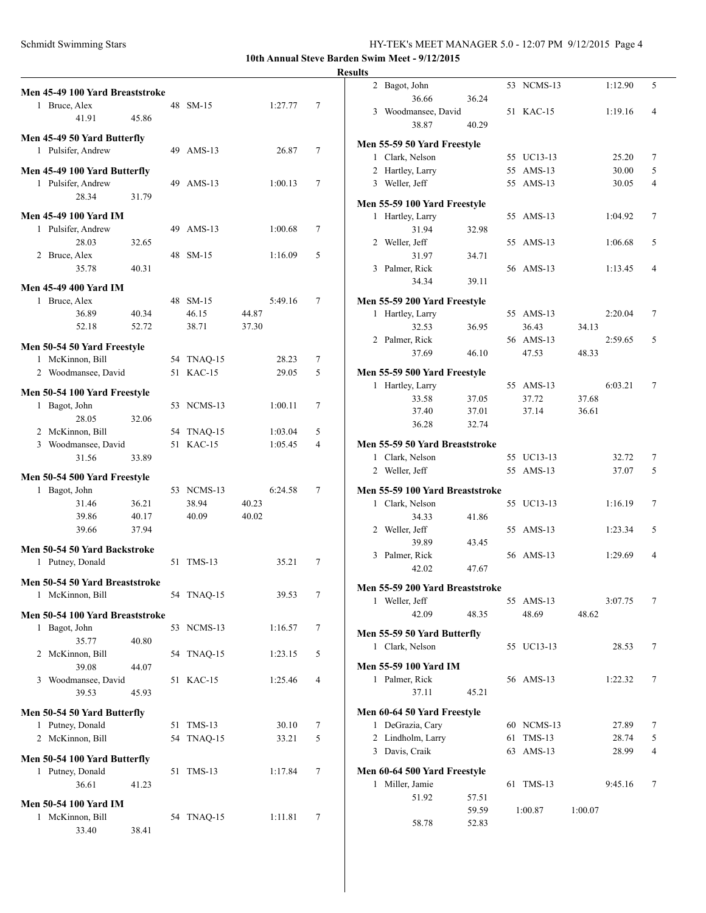**10th Annual Steve Barden Swim Meet - 9/12/2015**

**Results**

### Men 45-49 100 Yard Breaststroke

| Place | Name | Age | Team | Time | Points |
|---|---|---|---|---|---|
| 1 | Bruce, Alex | 48 | SM-15 | 1:27.77 | 7 |
| | 41.91 45.86 | | | | |

### Men 45-49 50 Yard Butterfly

| Place | Name | Age | Team | Time | Points |
|---|---|---|---|---|---|
| 1 | Pulsifer, Andrew | 49 | AMS-13 | 26.87 | 7 |

### Men 45-49 100 Yard Butterfly

| Place | Name | Age | Team | Time | Points |
|---|---|---|---|---|---|
| 1 | Pulsifer, Andrew | 49 | AMS-13 | 1:00.13 | 7 |
| | 28.34 31.79 | | | | |

### Men 45-49 100 Yard IM

| Place | Name | Age | Team | Time | Points |
|---|---|---|---|---|---|
| 1 | Pulsifer, Andrew | 49 | AMS-13 | 1:00.68 | 7 |
| | 28.03 32.65 | | | | |
| 2 | Bruce, Alex | 48 | SM-15 | 1:16.09 | 5 |
| | 35.78 40.31 | | | | |

### Men 45-49 400 Yard IM

| Place | Name | Age | Team | Time | Points |
|---|---|---|---|---|---|
| 1 | Bruce, Alex | 48 | SM-15 | 5:49.16 | 7 |
| | 36.89 40.34 46.15 44.87 | | | | |
| | 52.18 52.72 38.71 37.30 | | | | |

### Men 50-54 50 Yard Freestyle

| Place | Name | Age | Team | Time | Points |
|---|---|---|---|---|---|
| 1 | McKinnon, Bill | 54 | TNAQ-15 | 28.23 | 7 |
| 2 | Woodmansee, David | 51 | KAC-15 | 29.05 | 5 |

### Men 50-54 100 Yard Freestyle

| Place | Name | Age | Team | Time | Points |
|---|---|---|---|---|---|
| 1 | Bagot, John | 53 | NCMS-13 | 1:00.11 | 7 |
| | 28.05 32.06 | | | | |
| 2 | McKinnon, Bill | 54 | TNAQ-15 | 1:03.04 | 5 |
| 3 | Woodmansee, David | 51 | KAC-15 | 1:05.45 | 4 |
| | 31.56 33.89 | | | | |

### Men 50-54 500 Yard Freestyle

| Place | Name | Age | Team | Time | Points |
|---|---|---|---|---|---|
| 1 | Bagot, John | 53 | NCMS-13 | 6:24.58 | 7 |
| | 31.46 36.21 38.94 40.23 | | | | |
| | 39.86 40.17 40.09 40.02 | | | | |
| | 39.66 37.94 | | | | |

### Men 50-54 50 Yard Backstroke

| Place | Name | Age | Team | Time | Points |
|---|---|---|---|---|---|
| 1 | Putney, Donald | 51 | TMS-13 | 35.21 | 7 |

### Men 50-54 50 Yard Breaststroke

| Place | Name | Age | Team | Time | Points |
|---|---|---|---|---|---|
| 1 | McKinnon, Bill | 54 | TNAQ-15 | 39.53 | 7 |

### Men 50-54 100 Yard Breaststroke

| Place | Name | Age | Team | Time | Points |
|---|---|---|---|---|---|
| 1 | Bagot, John | 53 | NCMS-13 | 1:16.57 | 7 |
| | 35.77 40.80 | | | | |
| 2 | McKinnon, Bill | 54 | TNAQ-15 | 1:23.15 | 5 |
| | 39.08 44.07 | | | | |
| 3 | Woodmansee, David | 51 | KAC-15 | 1:25.46 | 4 |
| | 39.53 45.93 | | | | |

### Men 50-54 50 Yard Butterfly

| Place | Name | Age | Team | Time | Points |
|---|---|---|---|---|---|
| 1 | Putney, Donald | 51 | TMS-13 | 30.10 | 7 |
| 2 | McKinnon, Bill | 54 | TNAQ-15 | 33.21 | 5 |

### Men 50-54 100 Yard Butterfly

| Place | Name | Age | Team | Time | Points |
|---|---|---|---|---|---|
| 1 | Putney, Donald | 51 | TMS-13 | 1:17.84 | 7 |
| | 36.61 41.23 | | | | |

### Men 50-54 100 Yard IM

| Place | Name | Age | Team | Time | Points |
|---|---|---|---|---|---|
| 1 | McKinnon, Bill | 54 | TNAQ-15 | 1:11.81 | 7 |
| | 33.40 38.41 | | | | |
| 2 | Bagot, John | 53 | NCMS-13 | 1:12.90 | 5 |
| | 36.66 36.24 | | | | |
| 3 | Woodmansee, David | 51 | KAC-15 | 1:19.16 | 4 |
| | 38.87 40.29 | | | | |

### Men 55-59 50 Yard Freestyle

| Place | Name | Age | Team | Time | Points |
|---|---|---|---|---|---|
| 1 | Clark, Nelson | 55 | UC13-13 | 25.20 | 7 |
| 2 | Hartley, Larry | 55 | AMS-13 | 30.00 | 5 |
| 3 | Weller, Jeff | 55 | AMS-13 | 30.05 | 4 |

### Men 55-59 100 Yard Freestyle

| Place | Name | Age | Team | Time | Points |
|---|---|---|---|---|---|
| 1 | Hartley, Larry | 55 | AMS-13 | 1:04.92 | 7 |
| | 31.94 32.98 | | | | |
| 2 | Weller, Jeff | 55 | AMS-13 | 1:06.68 | 5 |
| | 31.97 34.71 | | | | |
| 3 | Palmer, Rick | 56 | AMS-13 | 1:13.45 | 4 |
| | 34.34 39.11 | | | | |

### Men 55-59 200 Yard Freestyle

| Place | Name | Age | Team | Time | Points |
|---|---|---|---|---|---|
| 1 | Hartley, Larry | 55 | AMS-13 | 2:20.04 | 7 |
| | 32.53 36.95 36.43 34.13 | | | | |
| 2 | Palmer, Rick | 56 | AMS-13 | 2:59.65 | 5 |
| | 37.69 46.10 47.53 48.33 | | | | |

### Men 55-59 500 Yard Freestyle

| Place | Name | Age | Team | Time | Points |
|---|---|---|---|---|---|
| 1 | Hartley, Larry | 55 | AMS-13 | 6:03.21 | 7 |
| | 33.58 37.05 37.72 37.68 | | | | |
| | 37.40 37.01 37.14 36.61 | | | | |
| | 36.28 32.74 | | | | |

### Men 55-59 50 Yard Breaststroke

| Place | Name | Age | Team | Time | Points |
|---|---|---|---|---|---|
| 1 | Clark, Nelson | 55 | UC13-13 | 32.72 | 7 |
| 2 | Weller, Jeff | 55 | AMS-13 | 37.07 | 5 |

### Men 55-59 100 Yard Breaststroke

| Place | Name | Age | Team | Time | Points |
|---|---|---|---|---|---|
| 1 | Clark, Nelson | 55 | UC13-13 | 1:16.19 | 7 |
| | 34.33 41.86 | | | | |
| 2 | Weller, Jeff | 55 | AMS-13 | 1:23.34 | 5 |
| | 39.89 43.45 | | | | |
| 3 | Palmer, Rick | 56 | AMS-13 | 1:29.69 | 4 |
| | 42.02 47.67 | | | | |

### Men 55-59 200 Yard Breaststroke

| Place | Name | Age | Team | Time | Points |
|---|---|---|---|---|---|
| 1 | Weller, Jeff | 55 | AMS-13 | 3:07.75 | 7 |
| | 42.09 48.35 48.69 48.62 | | | | |

### Men 55-59 50 Yard Butterfly

| Place | Name | Age | Team | Time | Points |
|---|---|---|---|---|---|
| 1 | Clark, Nelson | 55 | UC13-13 | 28.53 | 7 |

### Men 55-59 100 Yard IM

| Place | Name | Age | Team | Time | Points |
|---|---|---|---|---|---|
| 1 | Palmer, Rick | 56 | AMS-13 | 1:22.32 | 7 |
| | 37.11 45.21 | | | | |

### Men 60-64 50 Yard Freestyle

| Place | Name | Age | Team | Time | Points |
|---|---|---|---|---|---|
| 1 | DeGrazia, Cary | 60 | NCMS-13 | 27.89 | 7 |
| 2 | Lindholm, Larry | 61 | TMS-13 | 28.74 | 5 |
| 3 | Davis, Craik | 63 | AMS-13 | 28.99 | 4 |

### Men 60-64 500 Yard Freestyle

| Place | Name | Age | Team | Time | Points |
|---|---|---|---|---|---|
| 1 | Miller, Jamie | 61 | TMS-13 | 9:45.16 | 7 |
| | 51.92 57.51 | | | | |
| | 59.59 1:00.87 1:00.07 | | | | |
| | 58.78 52.83 | | | | |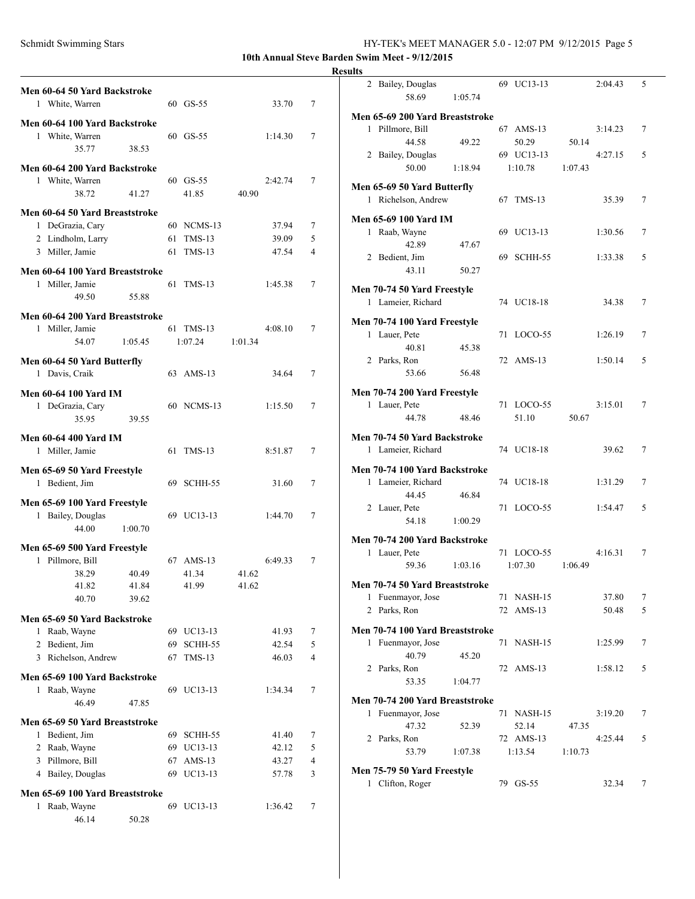**10th Annual Steve Barden Swim Meet - 9/12/2015**

**Results**

**Men 60-64 50 Yard Backstroke**

| Place | Name | Age | Team | Time | Points |
|---|---|---|---|---|---|
| 1 | White, Warren | 60 | GS-55 | 33.70 | 7 |

**Men 60-64 100 Yard Backstroke**

| Place | Name | Age | Team | Time | Points |
|---|---|---|---|---|---|
| 1 | White, Warren | 60 | GS-55 | 1:14.30 | 7 |
| | 35.77 38.53 | | | | |

**Men 60-64 200 Yard Backstroke**

| Place | Name | Age | Team | Time | Points |
|---|---|---|---|---|---|
| 1 | White, Warren | 60 | GS-55 | 2:42.74 | 7 |
| | 38.72 41.27 41.85 40.90 | | | | |

**Men 60-64 50 Yard Breaststroke**

| Place | Name | Age | Team | Time | Points |
|---|---|---|---|---|---|
| 1 | DeGrazia, Cary | 60 | NCMS-13 | 37.94 | 7 |
| 2 | Lindholm, Larry | 61 | TMS-13 | 39.09 | 5 |
| 3 | Miller, Jamie | 61 | TMS-13 | 47.54 | 4 |

**Men 60-64 100 Yard Breaststroke**

| Place | Name | Age | Team | Time | Points |
|---|---|---|---|---|---|
| 1 | Miller, Jamie | 61 | TMS-13 | 1:45.38 | 7 |
| | 49.50 55.88 | | | | |

**Men 60-64 200 Yard Breaststroke**

| Place | Name | Age | Team | Time | Points |
|---|---|---|---|---|---|
| 1 | Miller, Jamie | 61 | TMS-13 | 4:08.10 | 7 |
| | 54.07 1:05.45 1:07.24 1:01.34 | | | | |

**Men 60-64 50 Yard Butterfly**

| Place | Name | Age | Team | Time | Points |
|---|---|---|---|---|---|
| 1 | Davis, Craik | 63 | AMS-13 | 34.64 | 7 |

**Men 60-64 100 Yard IM**

| Place | Name | Age | Team | Time | Points |
|---|---|---|---|---|---|
| 1 | DeGrazia, Cary | 60 | NCMS-13 | 1:15.50 | 7 |
| | 35.95 39.55 | | | | |

**Men 60-64 400 Yard IM**

| Place | Name | Age | Team | Time | Points |
|---|---|---|---|---|---|
| 1 | Miller, Jamie | 61 | TMS-13 | 8:51.87 | 7 |

**Men 65-69 50 Yard Freestyle**

| Place | Name | Age | Team | Time | Points |
|---|---|---|---|---|---|
| 1 | Bedient, Jim | 69 | SCHH-55 | 31.60 | 7 |

**Men 65-69 100 Yard Freestyle**

| Place | Name | Age | Team | Time | Points |
|---|---|---|---|---|---|
| 1 | Bailey, Douglas | 69 | UC13-13 | 1:44.70 | 7 |
| | 44.00 1:00.70 | | | | |

**Men 65-69 500 Yard Freestyle**

| Place | Name | Age | Team | Time | Points |
|---|---|---|---|---|---|
| 1 | Pillmore, Bill | 67 | AMS-13 | 6:49.33 | 7 |
| | 38.29 40.49 41.34 41.62 | | | | |
| | 41.82 41.84 41.99 41.62 | | | | |
| | 40.70 39.62 | | | | |

**Men 65-69 50 Yard Backstroke**

| Place | Name | Age | Team | Time | Points |
|---|---|---|---|---|---|
| 1 | Raab, Wayne | 69 | UC13-13 | 41.93 | 7 |
| 2 | Bedient, Jim | 69 | SCHH-55 | 42.54 | 5 |
| 3 | Richelson, Andrew | 67 | TMS-13 | 46.03 | 4 |

**Men 65-69 100 Yard Backstroke**

| Place | Name | Age | Team | Time | Points |
|---|---|---|---|---|---|
| 1 | Raab, Wayne | 69 | UC13-13 | 1:34.34 | 7 |
| | 46.49 47.85 | | | | |

**Men 65-69 50 Yard Breaststroke**

| Place | Name | Age | Team | Time | Points |
|---|---|---|---|---|---|
| 1 | Bedient, Jim | 69 | SCHH-55 | 41.40 | 7 |
| 2 | Raab, Wayne | 69 | UC13-13 | 42.12 | 5 |
| 3 | Pillmore, Bill | 67 | AMS-13 | 43.27 | 4 |
| 4 | Bailey, Douglas | 69 | UC13-13 | 57.78 | 3 |

**Men 65-69 100 Yard Breaststroke**

| Place | Name | Age | Team | Time | Points |
|---|---|---|---|---|---|
| 1 | Raab, Wayne | 69 | UC13-13 | 1:36.42 | 7 |
| | 46.14 50.28 | | | | |
| 2 | Bailey, Douglas | 69 | UC13-13 | 2:04.43 | 5 |
| | 58.69 1:05.74 | | | | |

**Men 65-69 200 Yard Breaststroke**

| Place | Name | Age | Team | Time | Points |
|---|---|---|---|---|---|
| 1 | Pillmore, Bill | 67 | AMS-13 | 3:14.23 | 7 |
| | 44.58 49.22 50.29 50.14 | | | | |
| 2 | Bailey, Douglas | 69 | UC13-13 | 4:27.15 | 5 |
| | 50.00 1:18.94 1:10.78 1:07.43 | | | | |

**Men 65-69 50 Yard Butterfly**

| Place | Name | Age | Team | Time | Points |
|---|---|---|---|---|---|
| 1 | Richelson, Andrew | 67 | TMS-13 | 35.39 | 7 |

**Men 65-69 100 Yard IM**

| Place | Name | Age | Team | Time | Points |
|---|---|---|---|---|---|
| 1 | Raab, Wayne | 69 | UC13-13 | 1:30.56 | 7 |
| | 42.89 47.67 | | | | |
| 2 | Bedient, Jim | 69 | SCHH-55 | 1:33.38 | 5 |
| | 43.11 50.27 | | | | |

**Men 70-74 50 Yard Freestyle**

| Place | Name | Age | Team | Time | Points |
|---|---|---|---|---|---|
| 1 | Lameier, Richard | 74 | UC18-18 | 34.38 | 7 |

**Men 70-74 100 Yard Freestyle**

| Place | Name | Age | Team | Time | Points |
|---|---|---|---|---|---|
| 1 | Lauer, Pete | 71 | LOCO-55 | 1:26.19 | 7 |
| | 40.81 45.38 | | | | |
| 2 | Parks, Ron | 72 | AMS-13 | 1:50.14 | 5 |
| | 53.66 56.48 | | | | |

**Men 70-74 200 Yard Freestyle**

| Place | Name | Age | Team | Time | Points |
|---|---|---|---|---|---|
| 1 | Lauer, Pete | 71 | LOCO-55 | 3:15.01 | 7 |
| | 44.78 48.46 51.10 50.67 | | | | |

**Men 70-74 50 Yard Backstroke**

| Place | Name | Age | Team | Time | Points |
|---|---|---|---|---|---|
| 1 | Lameier, Richard | 74 | UC18-18 | 39.62 | 7 |

**Men 70-74 100 Yard Backstroke**

| Place | Name | Age | Team | Time | Points |
|---|---|---|---|---|---|
| 1 | Lameier, Richard | 74 | UC18-18 | 1:31.29 | 7 |
| | 44.45 46.84 | | | | |
| 2 | Lauer, Pete | 71 | LOCO-55 | 1:54.47 | 5 |
| | 54.18 1:00.29 | | | | |

**Men 70-74 200 Yard Backstroke**

| Place | Name | Age | Team | Time | Points |
|---|---|---|---|---|---|
| 1 | Lauer, Pete | 71 | LOCO-55 | 4:16.31 | 7 |
| | 59.36 1:03.16 1:07.30 1:06.49 | | | | |

**Men 70-74 50 Yard Breaststroke**

| Place | Name | Age | Team | Time | Points |
|---|---|---|---|---|---|
| 1 | Fuenmayor, Jose | 71 | NASH-15 | 37.80 | 7 |
| 2 | Parks, Ron | 72 | AMS-13 | 50.48 | 5 |

**Men 70-74 100 Yard Breaststroke**

| Place | Name | Age | Team | Time | Points |
|---|---|---|---|---|---|
| 1 | Fuenmayor, Jose | 71 | NASH-15 | 1:25.99 | 7 |
| | 40.79 45.20 | | | | |
| 2 | Parks, Ron | 72 | AMS-13 | 1:58.12 | 5 |
| | 53.35 1:04.77 | | | | |

**Men 70-74 200 Yard Breaststroke**

| Place | Name | Age | Team | Time | Points |
|---|---|---|---|---|---|
| 1 | Fuenmayor, Jose | 71 | NASH-15 | 3:19.20 | 7 |
| | 47.32 52.39 52.14 47.35 | | | | |
| 2 | Parks, Ron | 72 | AMS-13 | 4:25.44 | 5 |
| | 53.79 1:07.38 1:13.54 1:10.73 | | | | |

**Men 75-79 50 Yard Freestyle**

| Place | Name | Age | Team | Time | Points |
|---|---|---|---|---|---|
| 1 | Clifton, Roger | 79 | GS-55 | 32.34 | 7 |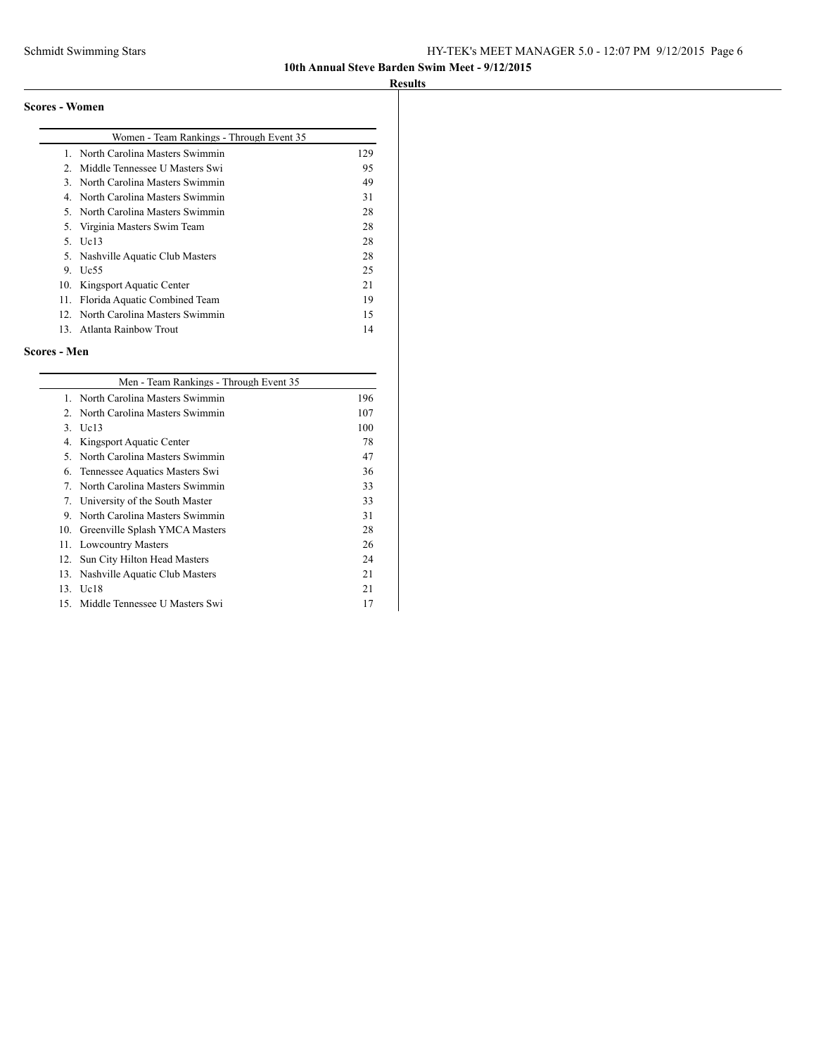## Scores - Women

| Women - Team Rankings - Through Event 35 | | |
|---|---|---|
| 1. | North Carolina Masters Swimmin | 129 |
| 2. | Middle Tennessee U Masters Swi | 95 |
| 3. | North Carolina Masters Swimmin | 49 |
| 4. | North Carolina Masters Swimmin | 31 |
| 5. | North Carolina Masters Swimmin | 28 |
| 5. | Virginia Masters Swim Team | 28 |
| 5. | Uc13 | 28 |
| 5. | Nashville Aquatic Club Masters | 28 |
| 9. | Uc55 | 25 |
| 10. | Kingsport Aquatic Center | 21 |
| 11. | Florida Aquatic Combined Team | 19 |
| 12. | North Carolina Masters Swimmin | 15 |
| 13. | Atlanta Rainbow Trout | 14 |

## Scores - Men

| Men - Team Rankings - Through Event 35 | | |
|---|---|---|
| 1. | North Carolina Masters Swimmin | 196 |
| 2. | North Carolina Masters Swimmin | 107 |
| 3. | Uc13 | 100 |
| 4. | Kingsport Aquatic Center | 78 |
| 5. | North Carolina Masters Swimmin | 47 |
| 6. | Tennessee Aquatics Masters Swi | 36 |
| 7. | North Carolina Masters Swimmin | 33 |
| 7. | University of the South Master | 33 |
| 9. | North Carolina Masters Swimmin | 31 |
| 10. | Greenville Splash YMCA Masters | 28 |
| 11. | Lowcountry Masters | 26 |
| 12. | Sun City Hilton Head Masters | 24 |
| 13. | Nashville Aquatic Club Masters | 21 |
| 13. | Uc18 | 21 |
| 15. | Middle Tennessee U Masters Swi | 17 |